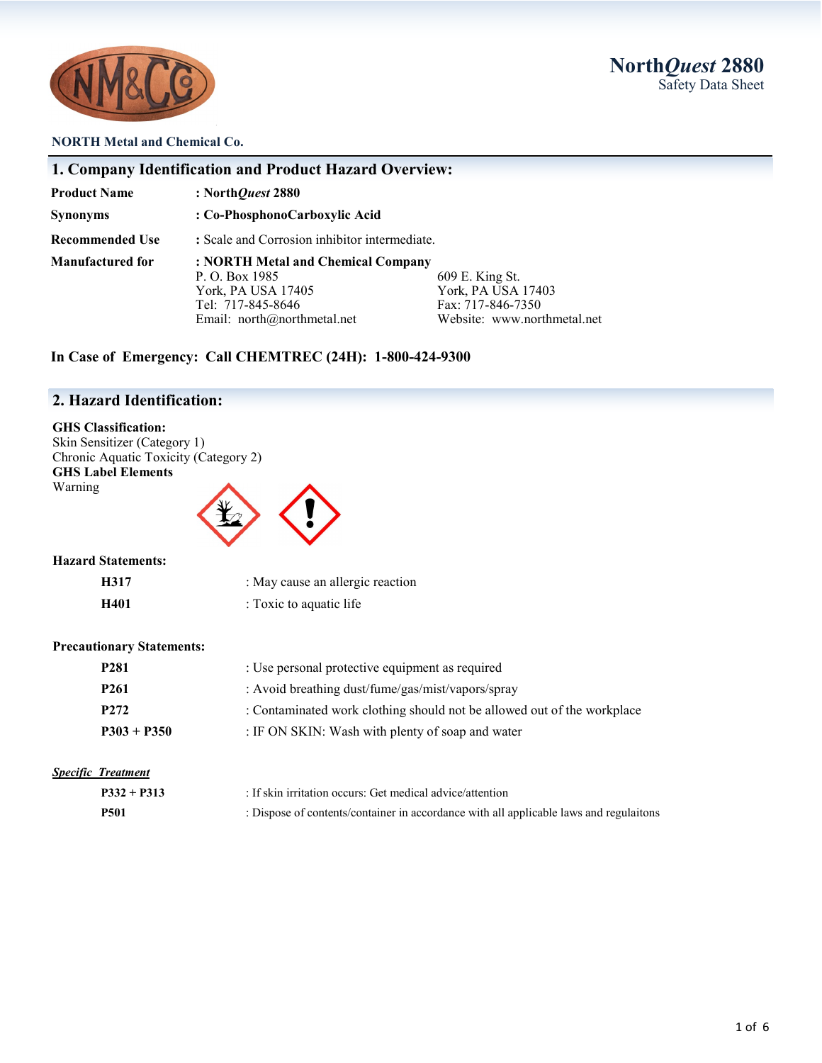**North*Quest* 2880**
Safety Data Sheet

**NORTH Metal and Chemical Co.**

## 1. Company Identification and Product Hazard Overview:

**Product Name** : **North*Quest* 2880**

**Synonyms** : **Co-PhosphonoCarboxylic Acid**

**Recommended Use** : Scale and Corrosion inhibitor intermediate.

**Manufactured for** : **NORTH Metal and Chemical Company**

P. O. Box 1985
York, PA USA 17405
Tel: 717-845-8646
Email: north@northmetal.net

609 E. King St.
York, PA USA 17403
Fax: 717-846-7350
Website: www.northmetal.net

**In Case of Emergency: Call CHEMTREC (24H): 1-800-424-9300**

## 2. Hazard Identification:

**GHS Classification:**
Skin Sensitizer (Category 1)
Chronic Aquatic Toxicity (Category 2)

**GHS Label Elements**
Warning

**Hazard Statements:**

| | |
|---|---|
| **H317** | : May cause an allergic reaction |
| **H401** | : Toxic to aquatic life |

**Precautionary Statements:**

| | |
|---|---|
| **P281** | : Use personal protective equipment as required |
| **P261** | : Avoid breathing dust/fume/gas/mist/vapors/spray |
| **P272** | : Contaminated work clothing should not be allowed out of the workplace |
| **P303 + P350** | : IF ON SKIN: Wash with plenty of soap and water |

***Specific Treatment***

| | |
|---|---|
| **P332 + P313** | : If skin irritation occurs: Get medical advice/attention |
| **P501** | : Dispose of contents/container in accordance with all applicable laws and regulaitons |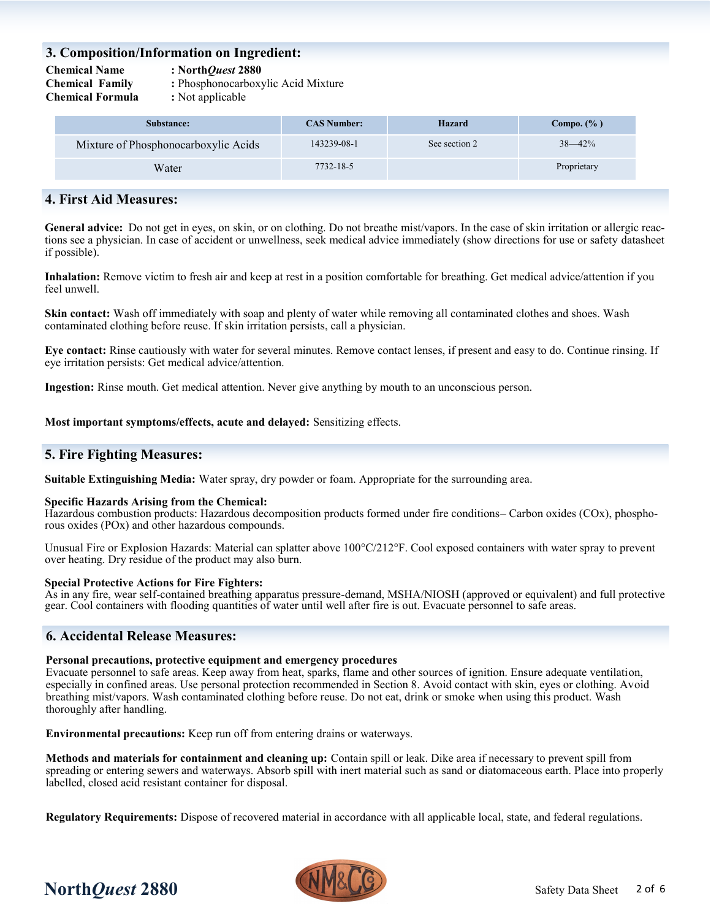## 3. Composition/Information on Ingredient:

**Chemical Name** : **North*Quest* 2880**
**Chemical Family** : Phosphonocarboxylic Acid Mixture
**Chemical Formula** : Not applicable

| Substance: | CAS Number: | Hazard | Compo. (% ) |
|---|---|---|---|
| Mixture of Phosphonocarboxylic Acids | 143239-08-1 | See section 2 | 38—42% |
| Water | 7732-18-5 | | Proprietary |

## 4. First Aid Measures:

**General advice:** Do not get in eyes, on skin, or on clothing. Do not breathe mist/vapors. In the case of skin irritation or allergic reactions see a physician. In case of accident or unwellness, seek medical advice immediately (show directions for use or safety datasheet if possible).

**Inhalation:** Remove victim to fresh air and keep at rest in a position comfortable for breathing. Get medical advice/attention if you feel unwell.

**Skin contact:** Wash off immediately with soap and plenty of water while removing all contaminated clothes and shoes. Wash contaminated clothing before reuse. If skin irritation persists, call a physician.

**Eye contact:** Rinse cautiously with water for several minutes. Remove contact lenses, if present and easy to do. Continue rinsing. If eye irritation persists: Get medical advice/attention.

**Ingestion:** Rinse mouth. Get medical attention. Never give anything by mouth to an unconscious person.

**Most important symptoms/effects, acute and delayed:** Sensitizing effects.

## 5. Fire Fighting Measures:

**Suitable Extinguishing Media:** Water spray, dry powder or foam. Appropriate for the surrounding area.

**Specific Hazards Arising from the Chemical:**
Hazardous combustion products: Hazardous decomposition products formed under fire conditions– Carbon oxides (COx), phosphorous oxides (POx) and other hazardous compounds.

Unusual Fire or Explosion Hazards: Material can splatter above 100°C/212°F. Cool exposed containers with water spray to prevent over heating. Dry residue of the product may also burn.

**Special Protective Actions for Fire Fighters:**
As in any fire, wear self-contained breathing apparatus pressure-demand, MSHA/NIOSH (approved or equivalent) and full protective gear. Cool containers with flooding quantities of water until well after fire is out. Evacuate personnel to safe areas.

## 6. Accidental Release Measures:

**Personal precautions, protective equipment and emergency procedures**
Evacuate personnel to safe areas. Keep away from heat, sparks, flame and other sources of ignition. Ensure adequate ventilation, especially in confined areas. Use personal protection recommended in Section 8. Avoid contact with skin, eyes or clothing. Avoid breathing mist/vapors. Wash contaminated clothing before reuse. Do not eat, drink or smoke when using this product. Wash thoroughly after handling.

**Environmental precautions:** Keep run off from entering drains or waterways.

**Methods and materials for containment and cleaning up:** Contain spill or leak. Dike area if necessary to prevent spill from spreading or entering sewers and waterways. Absorb spill with inert material such as sand or diatomaceous earth. Place into properly labelled, closed acid resistant container for disposal.

**Regulatory Requirements:** Dispose of recovered material in accordance with all applicable local, state, and federal regulations.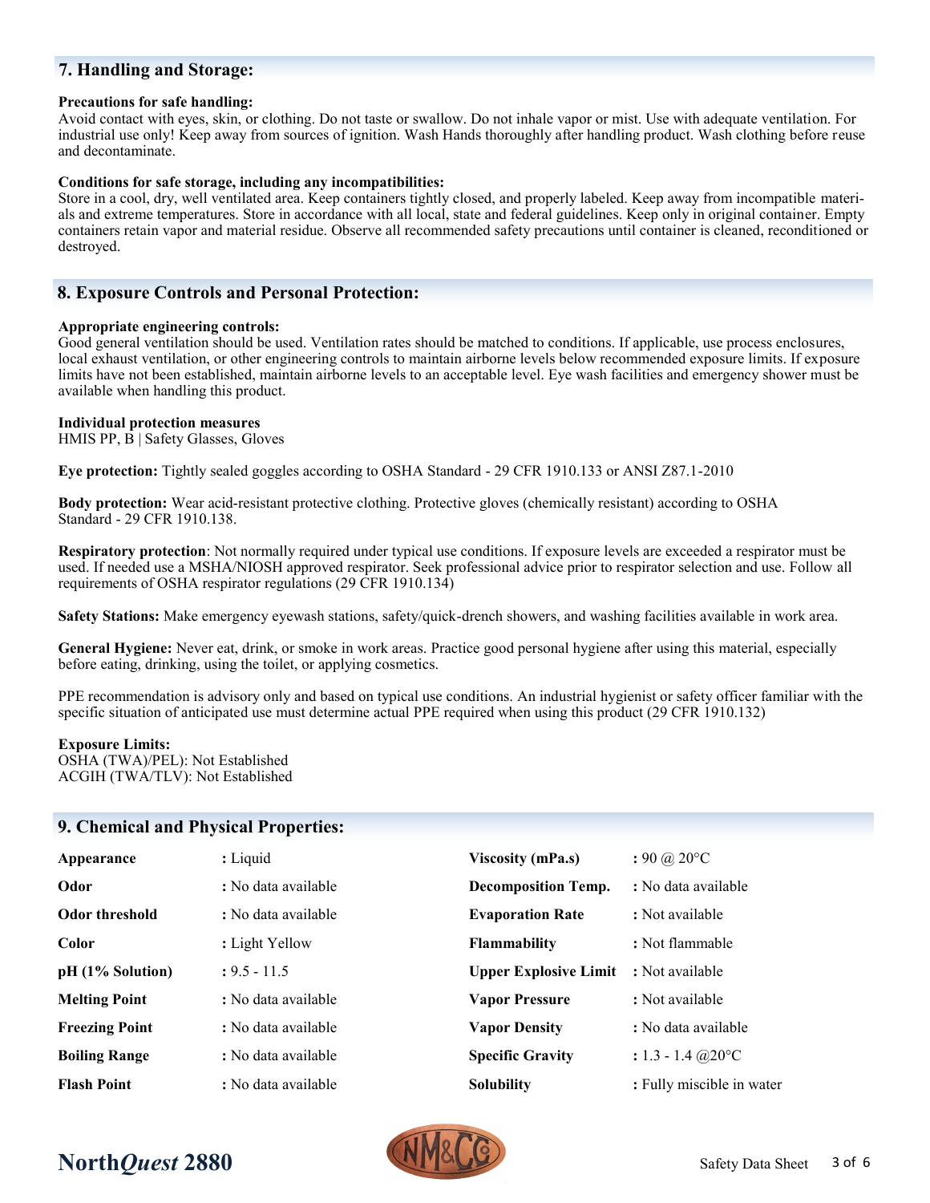## 7. Handling and Storage:

**Precautions for safe handling:**
Avoid contact with eyes, skin, or clothing. Do not taste or swallow. Do not inhale vapor or mist. Use with adequate ventilation. For industrial use only! Keep away from sources of ignition. Wash Hands thoroughly after handling product. Wash clothing before reuse and decontaminate.

**Conditions for safe storage, including any incompatibilities:**
Store in a cool, dry, well ventilated area. Keep containers tightly closed, and properly labeled. Keep away from incompatible materials and extreme temperatures. Store in accordance with all local, state and federal guidelines. Keep only in original container. Empty containers retain vapor and material residue. Observe all recommended safety precautions until container is cleaned, reconditioned or destroyed.

## 8. Exposure Controls and Personal Protection:

**Appropriate engineering controls:**
Good general ventilation should be used. Ventilation rates should be matched to conditions. If applicable, use process enclosures, local exhaust ventilation, or other engineering controls to maintain airborne levels below recommended exposure limits. If exposure limits have not been established, maintain airborne levels to an acceptable level. Eye wash facilities and emergency shower must be available when handling this product.

**Individual protection measures**
HMIS PP, B | Safety Glasses, Gloves

**Eye protection:** Tightly sealed goggles according to OSHA Standard - 29 CFR 1910.133 or ANSI Z87.1-2010

**Body protection:** Wear acid-resistant protective clothing. Protective gloves (chemically resistant) according to OSHA Standard - 29 CFR 1910.138.

**Respiratory protection**: Not normally required under typical use conditions. If exposure levels are exceeded a respirator must be used. If needed use a MSHA/NIOSH approved respirator. Seek professional advice prior to respirator selection and use. Follow all requirements of OSHA respirator regulations (29 CFR 1910.134)

**Safety Stations:** Make emergency eyewash stations, safety/quick-drench showers, and washing facilities available in work area.

**General Hygiene:** Never eat, drink, or smoke in work areas. Practice good personal hygiene after using this material, especially before eating, drinking, using the toilet, or applying cosmetics.

PPE recommendation is advisory only and based on typical use conditions. An industrial hygienist or safety officer familiar with the specific situation of anticipated use must determine actual PPE required when using this product (29 CFR 1910.132)

**Exposure Limits:**
OSHA (TWA)/PEL): Not Established
ACGIH (TWA/TLV): Not Established

## 9. Chemical and Physical Properties:

| Property | Value | Property | Value |
|---|---|---|---|
| **Appearance** | : Liquid | **Viscosity (mPa.s)** | : 90 @ 20°C |
| **Odor** | : No data available | **Decomposition Temp.** | : No data available |
| **Odor threshold** | : No data available | **Evaporation Rate** | : Not available |
| **Color** | : Light Yellow | **Flammability** | : Not flammable |
| **pH (1% Solution)** | : 9.5 - 11.5 | **Upper Explosive Limit** | : Not available |
| **Melting Point** | : No data available | **Vapor Pressure** | : Not available |
| **Freezing Point** | : No data available | **Vapor Density** | : No data available |
| **Boiling Range** | : No data available | **Specific Gravity** | : 1.3 - 1.4 @20°C |
| **Flash Point** | : No data available | **Solubility** | : Fully miscible in water |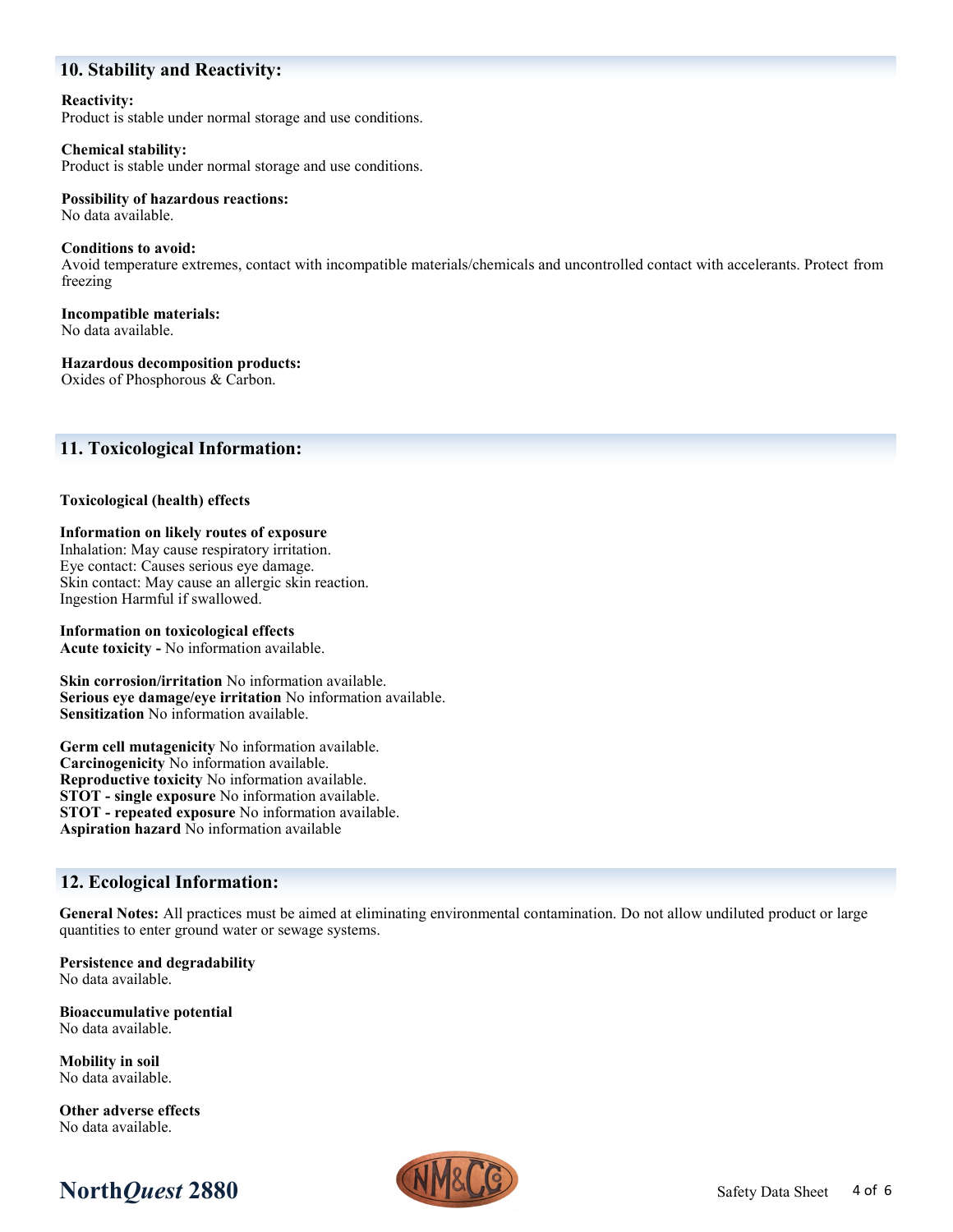## 10. Stability and Reactivity:

**Reactivity:**
Product is stable under normal storage and use conditions.

**Chemical stability:**
Product is stable under normal storage and use conditions.

**Possibility of hazardous reactions:**
No data available.

**Conditions to avoid:**
Avoid temperature extremes, contact with incompatible materials/chemicals and uncontrolled contact with accelerants. Protect from freezing

**Incompatible materials:**
No data available.

**Hazardous decomposition products:**
Oxides of Phosphorous & Carbon.

## 11. Toxicological Information:

**Toxicological (health) effects**

**Information on likely routes of exposure**
Inhalation: May cause respiratory irritation.
Eye contact: Causes serious eye damage.
Skin contact: May cause an allergic skin reaction.
Ingestion Harmful if swallowed.

**Information on toxicological effects**
**Acute toxicity -** No information available.

**Skin corrosion/irritation** No information available.
**Serious eye damage/eye irritation** No information available.
**Sensitization** No information available.

**Germ cell mutagenicity** No information available.
**Carcinogenicity** No information available.
**Reproductive toxicity** No information available.
**STOT - single exposure** No information available.
**STOT - repeated exposure** No information available.
**Aspiration hazard** No information available

## 12. Ecological Information:

**General Notes:** All practices must be aimed at eliminating environmental contamination. Do not allow undiluted product or large quantities to enter ground water or sewage systems.

**Persistence and degradability**
No data available.

**Bioaccumulative potential**
No data available.

**Mobility in soil**
No data available.

**Other adverse effects**
No data available.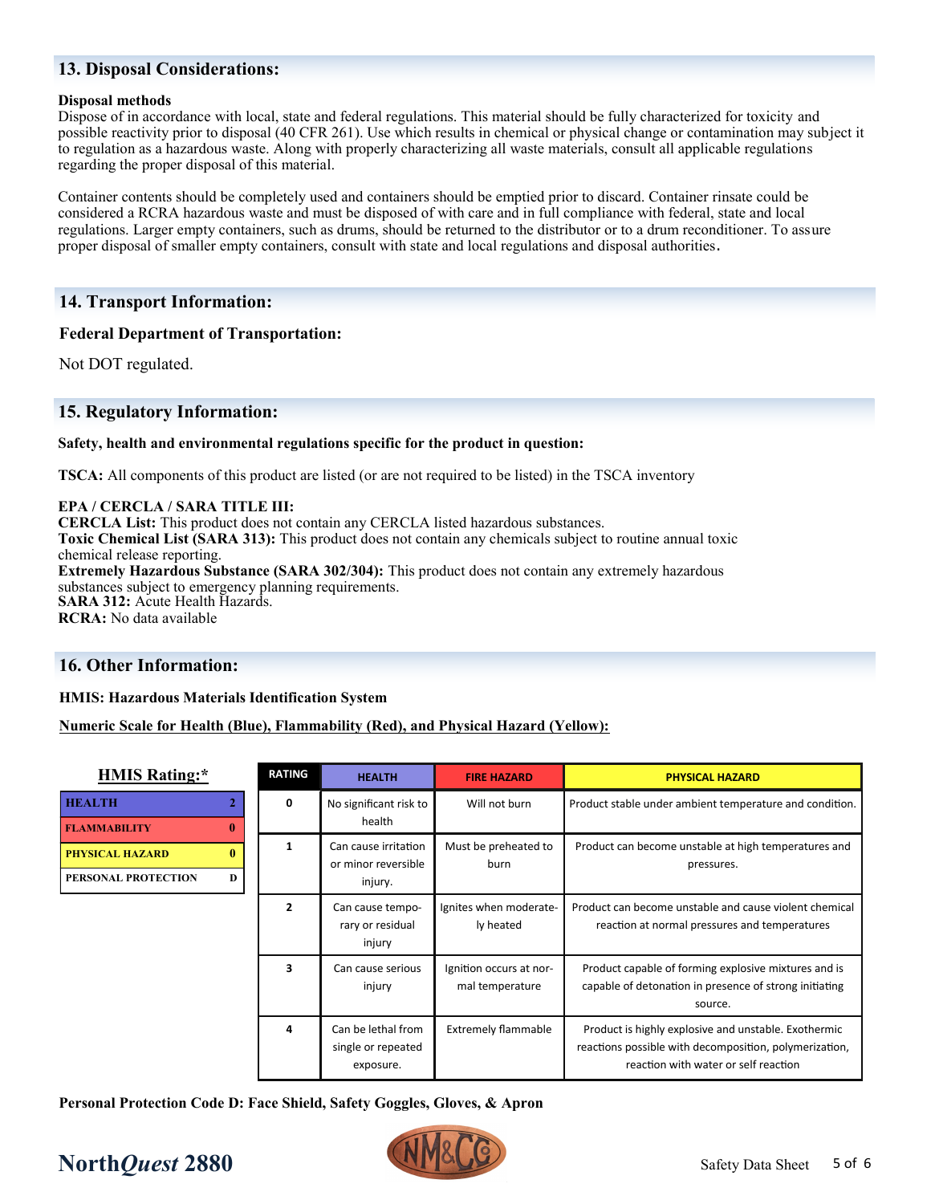## 13. Disposal Considerations:

**Disposal methods**
Dispose of in accordance with local, state and federal regulations. This material should be fully characterized for toxicity and possible reactivity prior to disposal (40 CFR 261). Use which results in chemical or physical change or contamination may subject it to regulation as a hazardous waste. Along with properly characterizing all waste materials, consult all applicable regulations regarding the proper disposal of this material.

Container contents should be completely used and containers should be emptied prior to discard. Container rinsate could be considered a RCRA hazardous waste and must be disposed of with care and in full compliance with federal, state and local regulations. Larger empty containers, such as drums, should be returned to the distributor or to a drum reconditioner. To assure proper disposal of smaller empty containers, consult with state and local regulations and disposal authorities.

## 14. Transport Information:

**Federal Department of Transportation:**

Not DOT regulated.

## 15. Regulatory Information:

**Safety, health and environmental regulations specific for the product in question:**

**TSCA:** All components of this product are listed (or are not required to be listed) in the TSCA inventory

**EPA / CERCLA / SARA TITLE III:**
**CERCLA List:** This product does not contain any CERCLA listed hazardous substances.
**Toxic Chemical List (SARA 313):** This product does not contain any chemicals subject to routine annual toxic chemical release reporting.
**Extremely Hazardous Substance (SARA 302/304):** This product does not contain any extremely hazardous substances subject to emergency planning requirements.
**SARA 312:** Acute Health Hazards.
**RCRA:** No data available

## 16. Other Information:

**HMIS: Hazardous Materials Identification System**

**Numeric Scale for Health (Blue), Flammability (Red), and Physical Hazard (Yellow):**

**HMIS Rating:***

| | |
|---|---|
| HEALTH | 2 |
| FLAMMABILITY | 0 |
| PHYSICAL HAZARD | 0 |
| PERSONAL PROTECTION | D |

| RATING | HEALTH | FIRE HAZARD | PHYSICAL HAZARD |
|---|---|---|---|
| 0 | No significant risk to health | Will not burn | Product stable under ambient temperature and condition. |
| 1 | Can cause irritation or minor reversible injury. | Must be preheated to burn | Product can become unstable at high temperatures and pressures. |
| 2 | Can cause temporary or residual injury | Ignites when moderately heated | Product can become unstable and cause violent chemical reaction at normal pressures and temperatures |
| 3 | Can cause serious injury | Ignition occurs at normal temperature | Product capable of forming explosive mixtures and is capable of detonation in presence of strong initiating source. |
| 4 | Can be lethal from single or repeated exposure. | Extremely flammable | Product is highly explosive and unstable. Exothermic reactions possible with decomposition, polymerization, reaction with water or self reaction |

**Personal Protection Code D: Face Shield, Safety Goggles, Gloves, & Apron**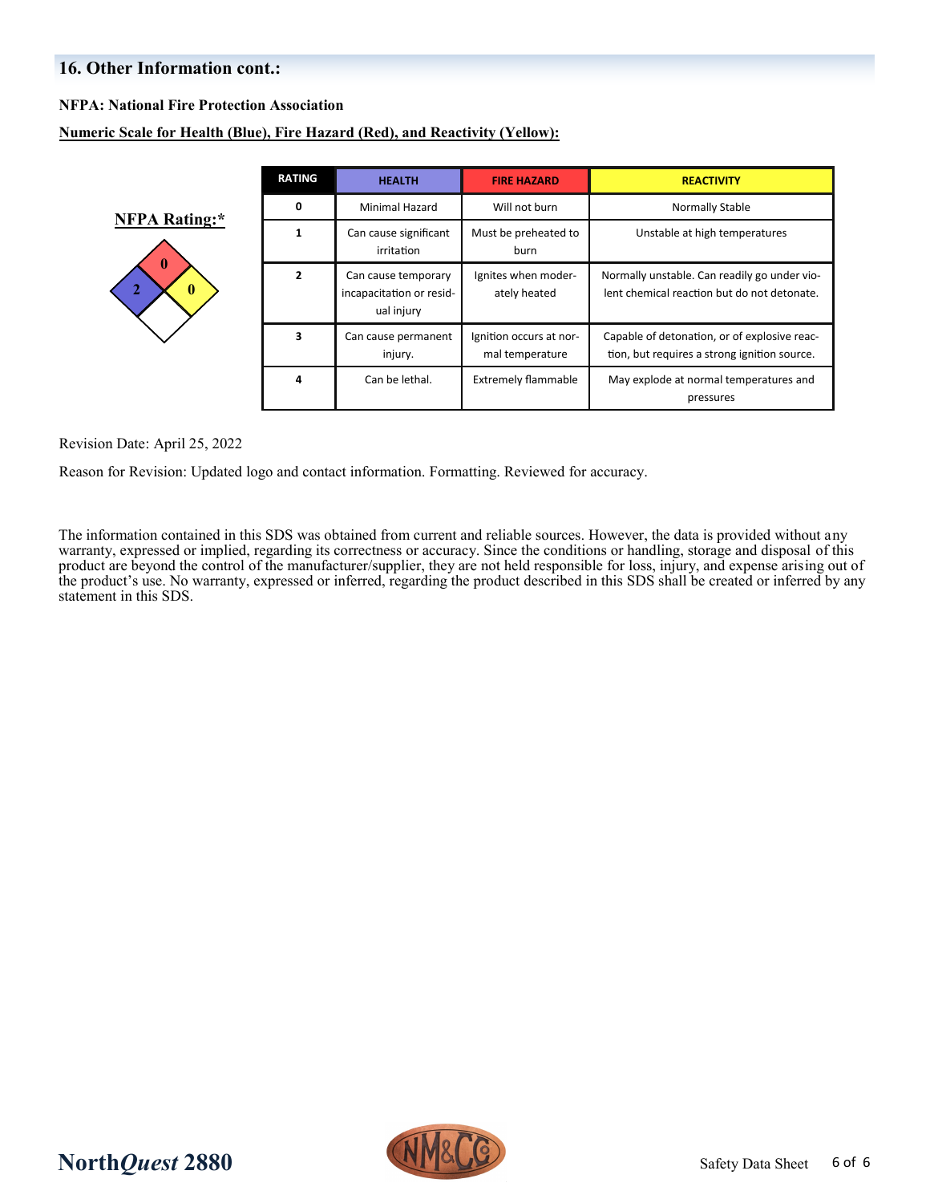## 16. Other Information cont.:

**NFPA: National Fire Protection Association**

**Numeric Scale for Health (Blue), Fire Hazard (Red), and Reactivity (Yellow):**

**NFPA Rating:***

0

2 0

| RATING | HEALTH | FIRE HAZARD | REACTIVITY |
|---|---|---|---|
| 0 | Minimal Hazard | Will not burn | Normally Stable |
| 1 | Can cause significant irritation | Must be preheated to burn | Unstable at high temperatures |
| 2 | Can cause temporary incapacitation or residual injury | Ignites when moderately heated | Normally unstable. Can readily go under violent chemical reaction but do not detonate. |
| 3 | Can cause permanent injury. | Ignition occurs at normal temperature | Capable of detonation, or of explosive reaction, but requires a strong ignition source. |
| 4 | Can be lethal. | Extremely flammable | May explode at normal temperatures and pressures |

Revision Date: April 25, 2022

Reason for Revision: Updated logo and contact information. Formatting. Reviewed for accuracy.

The information contained in this SDS was obtained from current and reliable sources. However, the data is provided without any warranty, expressed or implied, regarding its correctness or accuracy. Since the conditions or handling, storage and disposal of this product are beyond the control of the manufacturer/supplier, they are not held responsible for loss, injury, and expense arising out of the product's use. No warranty, expressed or inferred, regarding the product described in this SDS shall be created or inferred by any statement in this SDS.